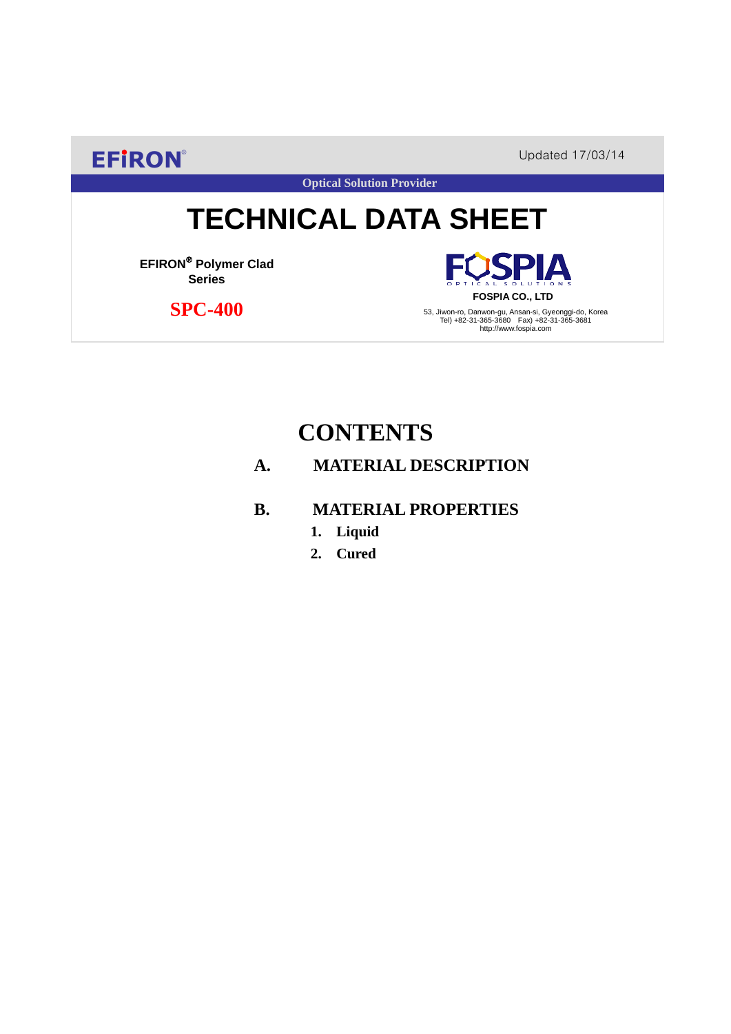EFIRON®

Updated 17/03/14

Optical Solution Provider

# TECHNICAL DATA SHEET

**EFIRON® Polymer Clad Series**

**SPC-400**

FOSPIA OPTICAL SOLUTIONS

**FOSPIA CO., LTD**

53, Jiwon-ro, Danwon-gu, Ansan-si, Gyeonggi-do, Korea
Tel) +82-31-365-3680 Fax) +82-31-365-3681
http://www.fospia.com

## CONTENTS

**A. MATERIAL DESCRIPTION**

**B. MATERIAL PROPERTIES**

1. **Liquid**
2. **Cured**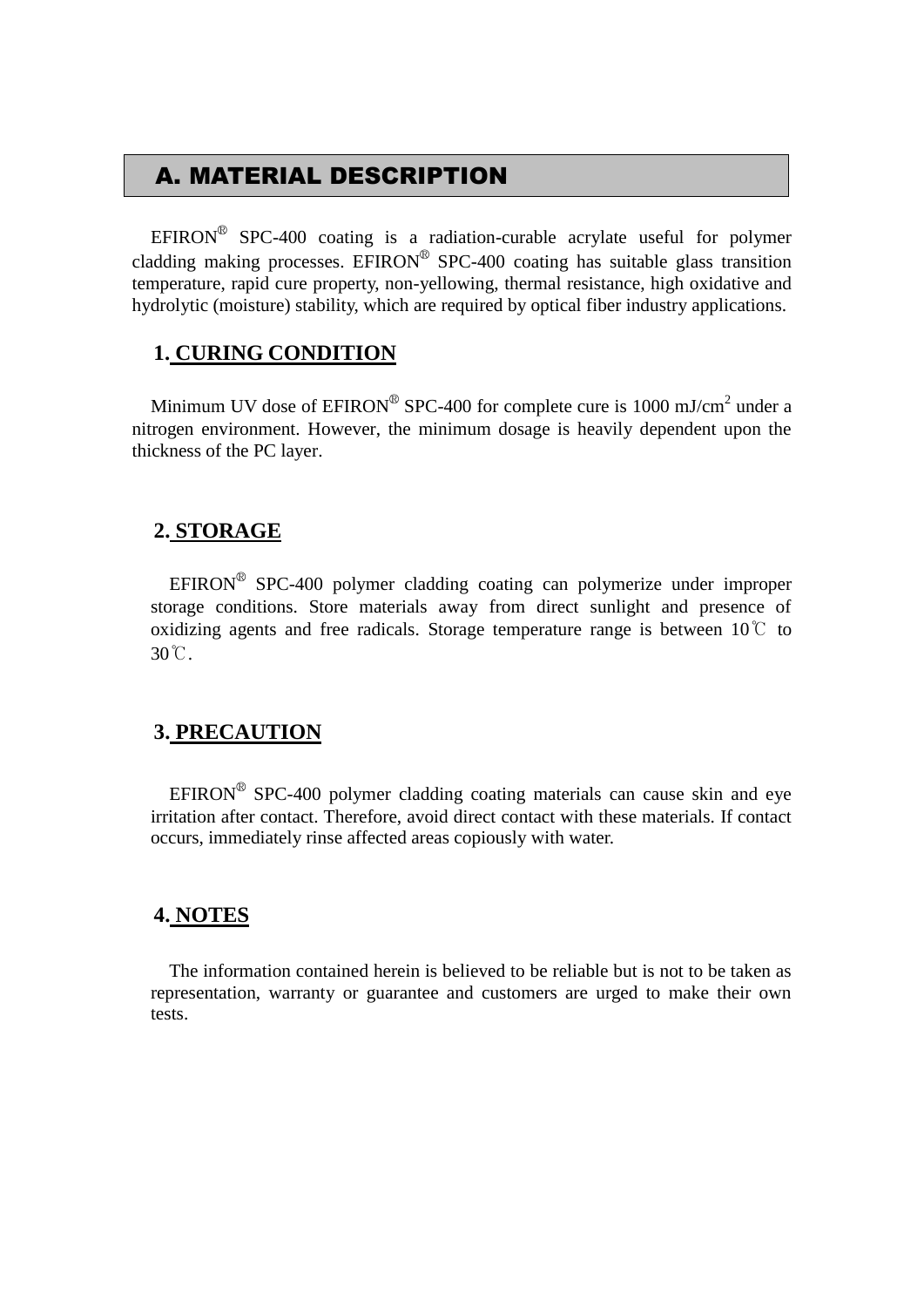## A. MATERIAL DESCRIPTION

EFIRON® SPC-400 coating is a radiation-curable acrylate useful for polymer cladding making processes. EFIRON® SPC-400 coating has suitable glass transition temperature, rapid cure property, non-yellowing, thermal resistance, high oxidative and hydrolytic (moisture) stability, which are required by optical fiber industry applications.

### 1. CURING CONDITION

Minimum UV dose of EFIRON® SPC-400 for complete cure is 1000 mJ/cm$^2$ under a nitrogen environment. However, the minimum dosage is heavily dependent upon the thickness of the PC layer.

### 2. STORAGE

EFIRON® SPC-400 polymer cladding coating can polymerize under improper storage conditions. Store materials away from direct sunlight and presence of oxidizing agents and free radicals. Storage temperature range is between 10℃ to 30℃.

### 3. PRECAUTION

EFIRON® SPC-400 polymer cladding coating materials can cause skin and eye irritation after contact. Therefore, avoid direct contact with these materials. If contact occurs, immediately rinse affected areas copiously with water.

### 4. NOTES

The information contained herein is believed to be reliable but is not to be taken as representation, warranty or guarantee and customers are urged to make their own tests.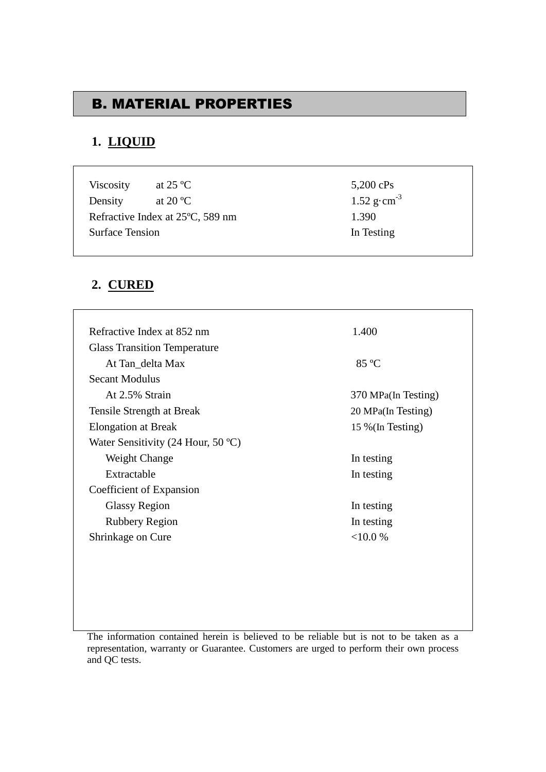## B. MATERIAL PROPERTIES

### 1. LIQUID

| | |
|---|---|
| Viscosity at 25 ºC | 5,200 cPs |
| Density at 20 ºC | 1.52 g·cm$^{-3}$ |
| Refractive Index at 25ºC, 589 nm | 1.390 |
| Surface Tension | In Testing |

### 2. CURED

| | |
|---|---|
| Refractive Index at 852 nm | 1.400 |
| Glass Transition Temperature | |
| At Tan_delta Max | 85 ºC |
| Secant Modulus | |
| At 2.5% Strain | 370 MPa(In Testing) |
| Tensile Strength at Break | 20 MPa(In Testing) |
| Elongation at Break | 15 %(In Testing) |
| Water Sensitivity (24 Hour, 50 ºC) | |
| Weight Change | In testing |
| Extractable | In testing |
| Coefficient of Expansion | |
| Glassy Region | In testing |
| Rubbery Region | In testing |
| Shrinkage on Cure | <10.0 % |

The information contained herein is believed to be reliable but is not to be taken as a representation, warranty or Guarantee. Customers are urged to perform their own process and QC tests.